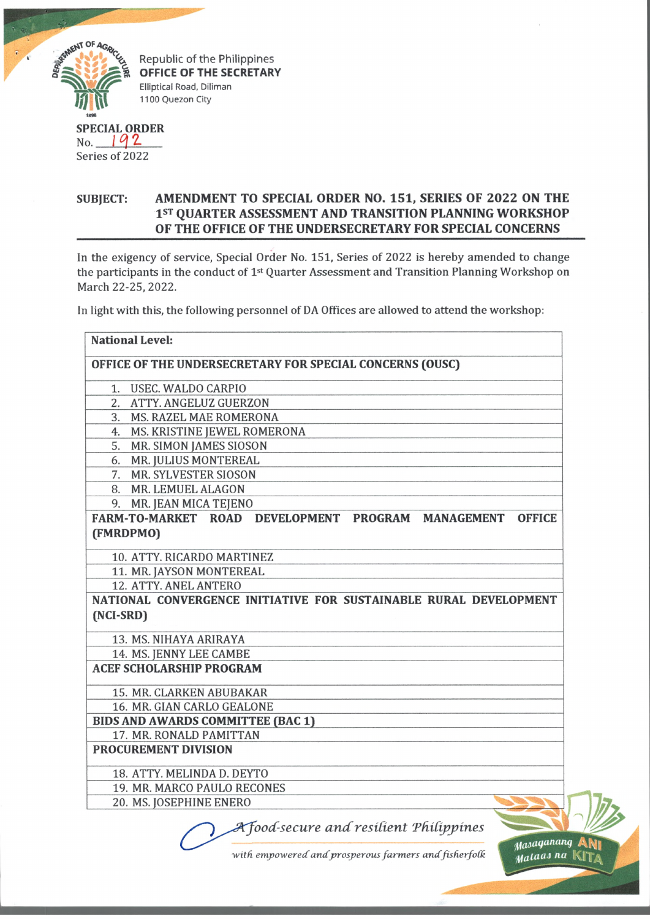Republic of the Philippines
**OFFICE OF THE SECRETARY**
Elliptical Road, Diliman
1100 Quezon City

**SPECIAL ORDER**
No. 192
Series of 2022

**SUBJECT: AMENDMENT TO SPECIAL ORDER NO. 151, SERIES OF 2022 ON THE 1ST QUARTER ASSESSMENT AND TRANSITION PLANNING WORKSHOP OF THE OFFICE OF THE UNDERSECRETARY FOR SPECIAL CONCERNS**

In the exigency of service, Special Order No. 151, Series of 2022 is hereby amended to change the participants in the conduct of 1st Quarter Assessment and Transition Planning Workshop on March 22-25, 2022.

In light with this, the following personnel of DA Offices are allowed to attend the workshop:

| **National Level:** |
|---|
| **OFFICE OF THE UNDERSECRETARY FOR SPECIAL CONCERNS (OUSC)** |
| 1. USEC. WALDO CARPIO |
| 2. ATTY. ANGELUZ GUERZON |
| 3. MS. RAZEL MAE ROMERONA |
| 4. MS. KRISTINE JEWEL ROMERONA |
| 5. MR. SIMON JAMES SIOSON |
| 6. MR. JULIUS MONTEREAL |
| 7. MR. SYLVESTER SIOSON |
| 8. MR. LEMUEL ALAGON |
| 9. MR. JEAN MICA TEJENO |
| **FARM-TO-MARKET ROAD DEVELOPMENT PROGRAM MANAGEMENT OFFICE (FMRDPMO)** |
| 10. ATTY. RICARDO MARTINEZ |
| 11. MR. JAYSON MONTEREAL |
| 12. ATTY. ANEL ANTERO |
| **NATIONAL CONVERGENCE INITIATIVE FOR SUSTAINABLE RURAL DEVELOPMENT (NCI-SRD)** |
| 13. MS. NIHAYA ARIRAYA |
| 14. MS. JENNY LEE CAMBE |
| **ACEF SCHOLARSHIP PROGRAM** |
| 15. MR. CLARKEN ABUBAKAR |
| 16. MR. GIAN CARLO GEALONE |
| **BIDS AND AWARDS COMMITTEE (BAC 1)** |
| 17. MR. RONALD PAMITTAN |
| **PROCUREMENT DIVISION** |
| 18. ATTY. MELINDA D. DEYTO |
| 19. MR. MARCO PAULO RECONES |
| 20. MS. JOSEPHINE ENERO |

*A food-secure and resilient Philippines with empowered and prosperous farmers and fisherfolk*

Masaganang ANI Mataas na KITA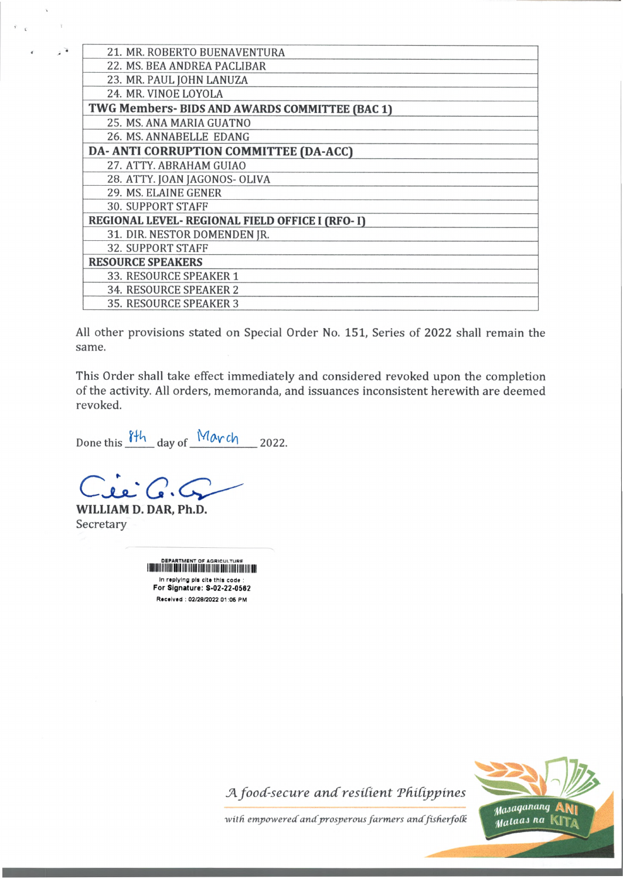| |
|---|
| 21. MR. ROBERTO BUENAVENTURA |
| 22. MS. BEA ANDREA PACLIBAR |
| 23. MR. PAUL JOHN LANUZA |
| 24. MR. VINOE LOYOLA |
| **TWG Members- BIDS AND AWARDS COMMITTEE (BAC 1)** |
| 25. MS. ANA MARIA GUATNO |
| 26. MS. ANNABELLE EDANG |
| **DA- ANTI CORRUPTION COMMITTEE (DA-ACC)** |
| 27. ATTY. ABRAHAM GUIAO |
| 28. ATTY. JOAN JAGONOS- OLIVA |
| 29. MS. ELAINE GENER |
| 30. SUPPORT STAFF |
| **REGIONAL LEVEL- REGIONAL FIELD OFFICE I (RFO- I)** |
| 31. DIR. NESTOR DOMENDEN JR. |
| 32. SUPPORT STAFF |
| **RESOURCE SPEAKERS** |
| 33. RESOURCE SPEAKER 1 |
| 34. RESOURCE SPEAKER 2 |
| 35. RESOURCE SPEAKER 3 |

All other provisions stated on Special Order No. 151, Series of 2022 shall remain the same.

This Order shall take effect immediately and considered revoked upon the completion of the activity. All orders, memoranda, and issuances inconsistent herewith are deemed revoked.

Done this 8th day of March 2022.

**WILLIAM D. DAR, Ph.D.**
Secretary

DEPARTMENT OF AGRICULTURE
In replying pls cite this code :
For Signature: S-02-22-0562
Received : 02/28/2022 01:05 PM

*A food-secure and resilient Philippines*
*with empowered and prosperous farmers and fisherfolk*

Masaganang ANI Mataas na KITA